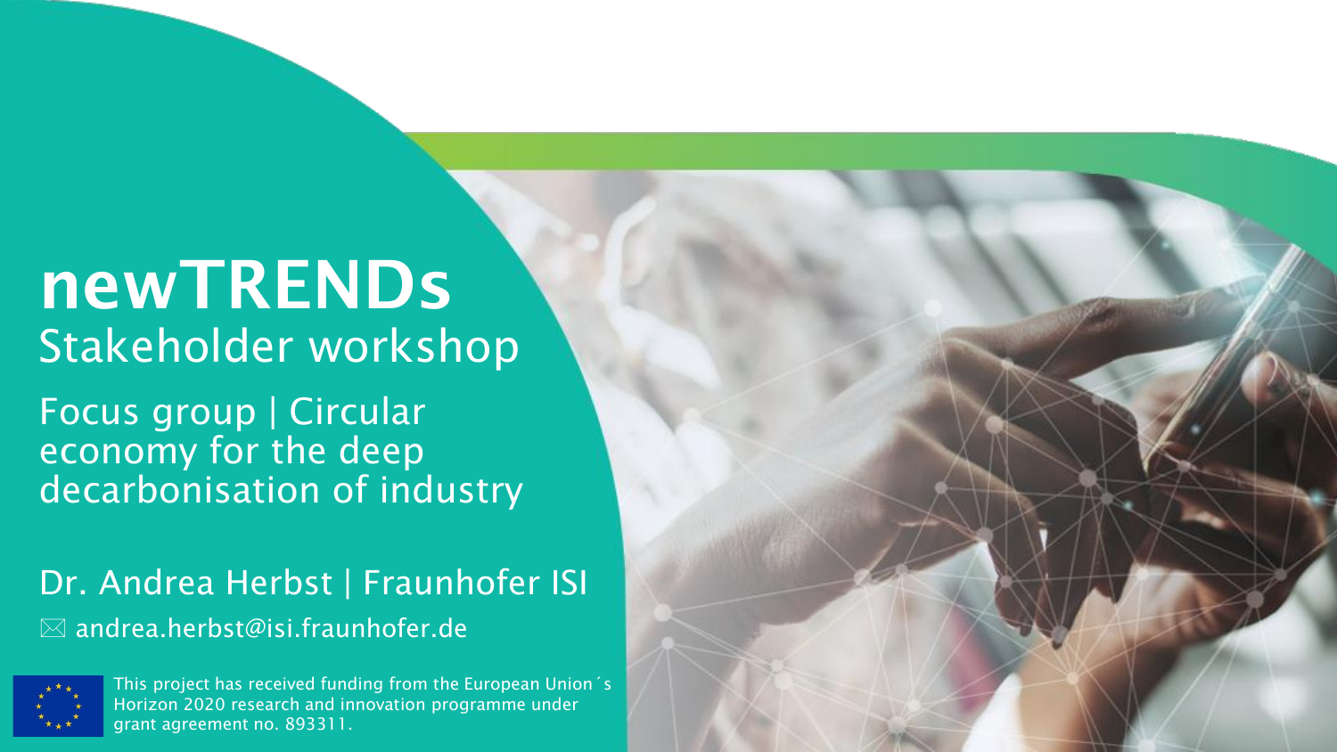# newTRENDs

## Stakeholder workshop

Focus group | Circular economy for the deep decarbonisation of industry

Dr. Andrea Herbst | Fraunhofer ISI

✉ andrea.herbst@isi.fraunhofer.de

This project has received funding from the European Union´s Horizon 2020 research and innovation programme under grant agreement no. 893311.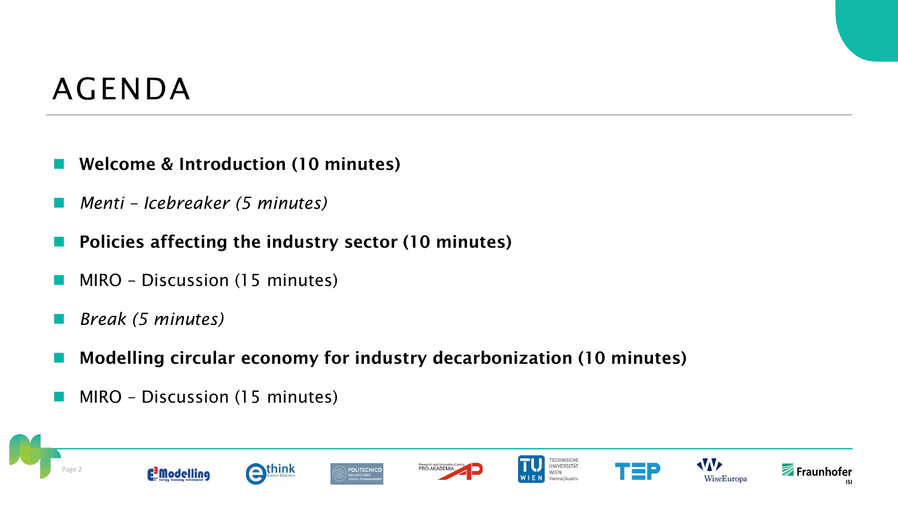# AGENDA

- **Welcome & Introduction (10 minutes)**
- *Menti – Icebreaker (5 minutes)*
- **Policies affecting the industry sector (10 minutes)**
- MIRO – Discussion (15 minutes)
- *Break (5 minutes)*
- **Modelling circular economy for industry decarbonization (10 minutes)**
- MIRO – Discussion (15 minutes)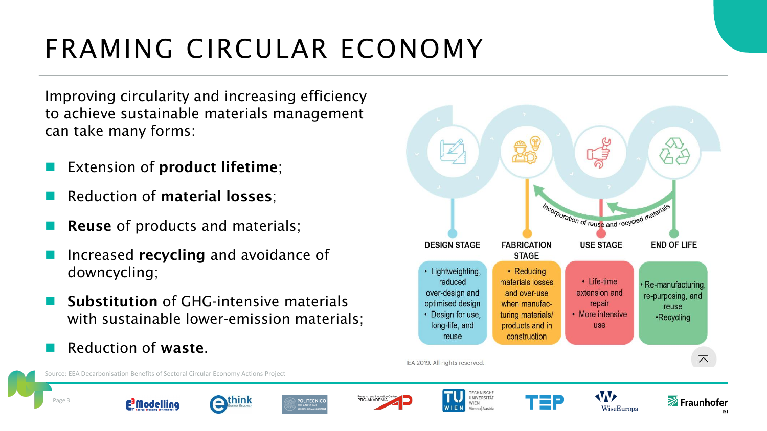# FRAMING CIRCULAR ECONOMY

Improving circularity and increasing efficiency to achieve sustainable materials management can take many forms:

- Extension of **product lifetime**;
- Reduction of **material losses**;
- **Reuse** of products and materials;
- Increased **recycling** and avoidance of downcycling;
- **Substitution** of GHG-intensive materials with sustainable lower-emission materials;
- Reduction of **waste**.

Incorporation of reuse and recycled materials

| DESIGN STAGE | FABRICATION STAGE | USE STAGE | END OF LIFE |
|---|---|---|---|
| • Lightweighting, reduced over-design and optimised design<br>• Design for use, long-life, and reuse | • Reducing materials losses and over-use when manufacturing materials/ products and in construction | • Life-time extension and repair<br>• More intensive use | • Re-manufacturing, re-purposing, and reuse<br>• Recycling |

IEA 2019. All rights reserved.

Source: EEA Decarbonisation Benefits of Sectoral Circular Economy Actions Project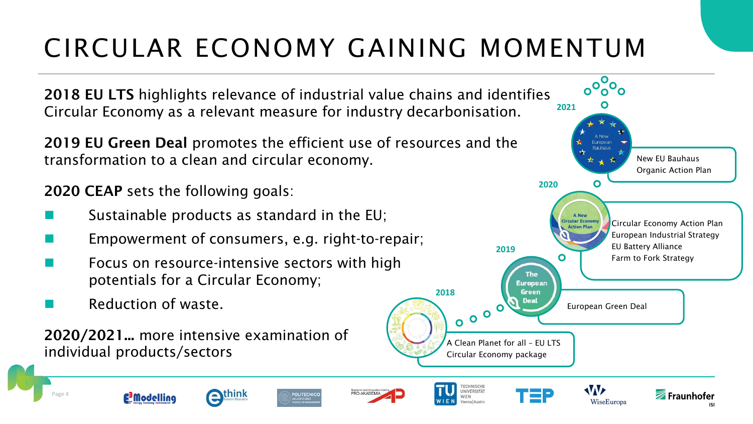# CIRCULAR ECONOMY GAINING MOMENTUM

**2018 EU LTS** highlights relevance of industrial value chains and identifies Circular Economy as a relevant measure for industry decarbonisation.

**2019 EU Green Deal** promotes the efficient use of resources and the transformation to a clean and circular economy.

**2020 CEAP** sets the following goals:

- Sustainable products as standard in the EU;
- Empowerment of consumers, e.g. right-to-repair;
- Focus on resource-intensive sectors with high potentials for a Circular Economy;
- Reduction of waste.

**2020/2021…** more intensive examination of individual products/sectors

**2018**
A Clean Planet for all – EU LTS
Circular Economy package

**2019**
European Green Deal

**2020**
Circular Economy Action Plan
European Industrial Strategy
EU Battery Alliance
Farm to Fork Strategy

**2021**
New EU Bauhaus
Organic Action Plan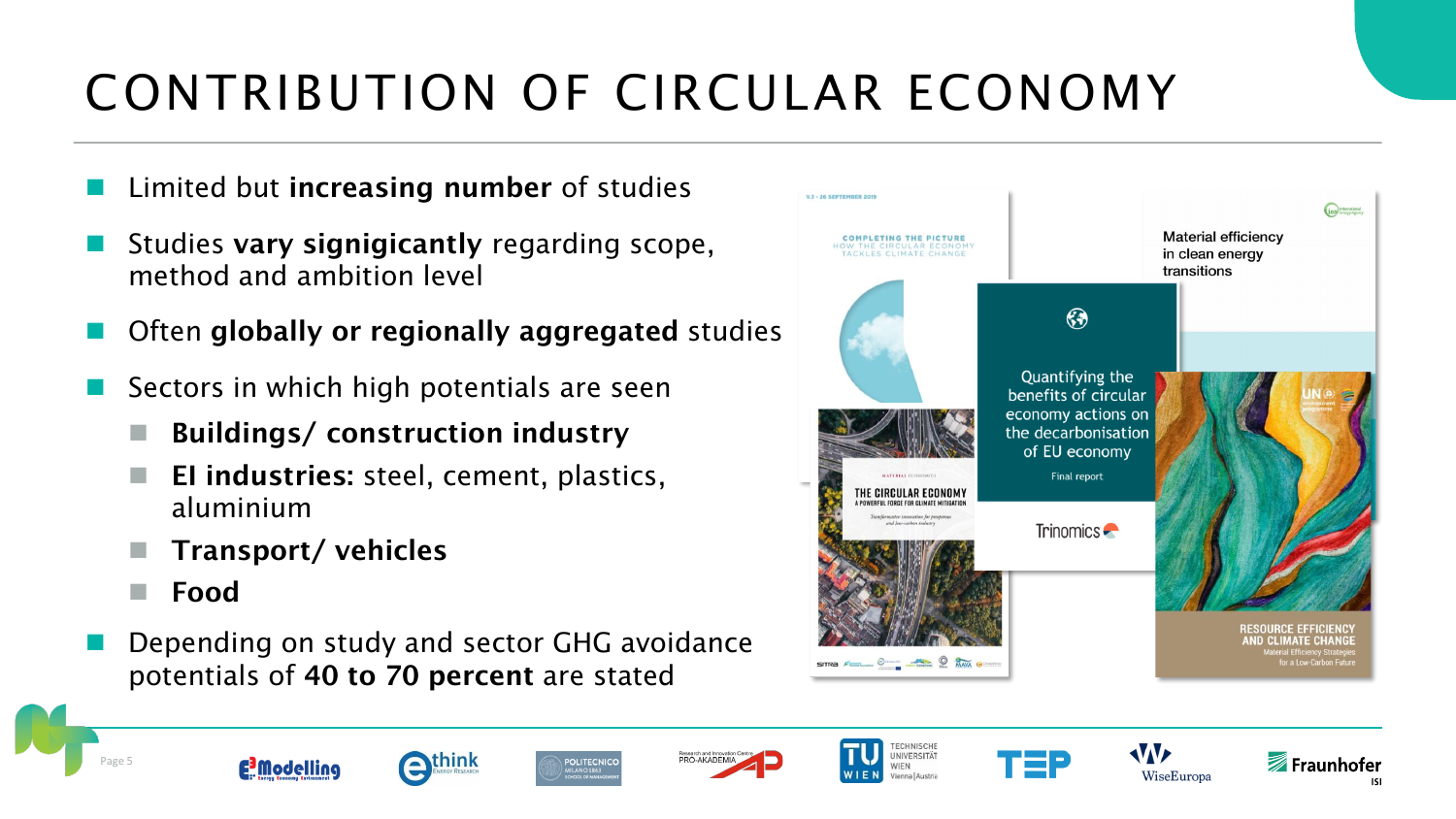# CONTRIBUTION OF CIRCULAR ECONOMY

- Limited but **increasing number** of studies
- Studies **vary signigicantly** regarding scope, method and ambition level
- Often **globally or regionally aggregated** studies
- Sectors in which high potentials are seen
  - **Buildings/ construction industry**
  - **EI industries:** steel, cement, plastics, aluminium
  - **Transport/ vehicles**
  - **Food**
- Depending on study and sector GHG avoidance potentials of **40 to 70 percent** are stated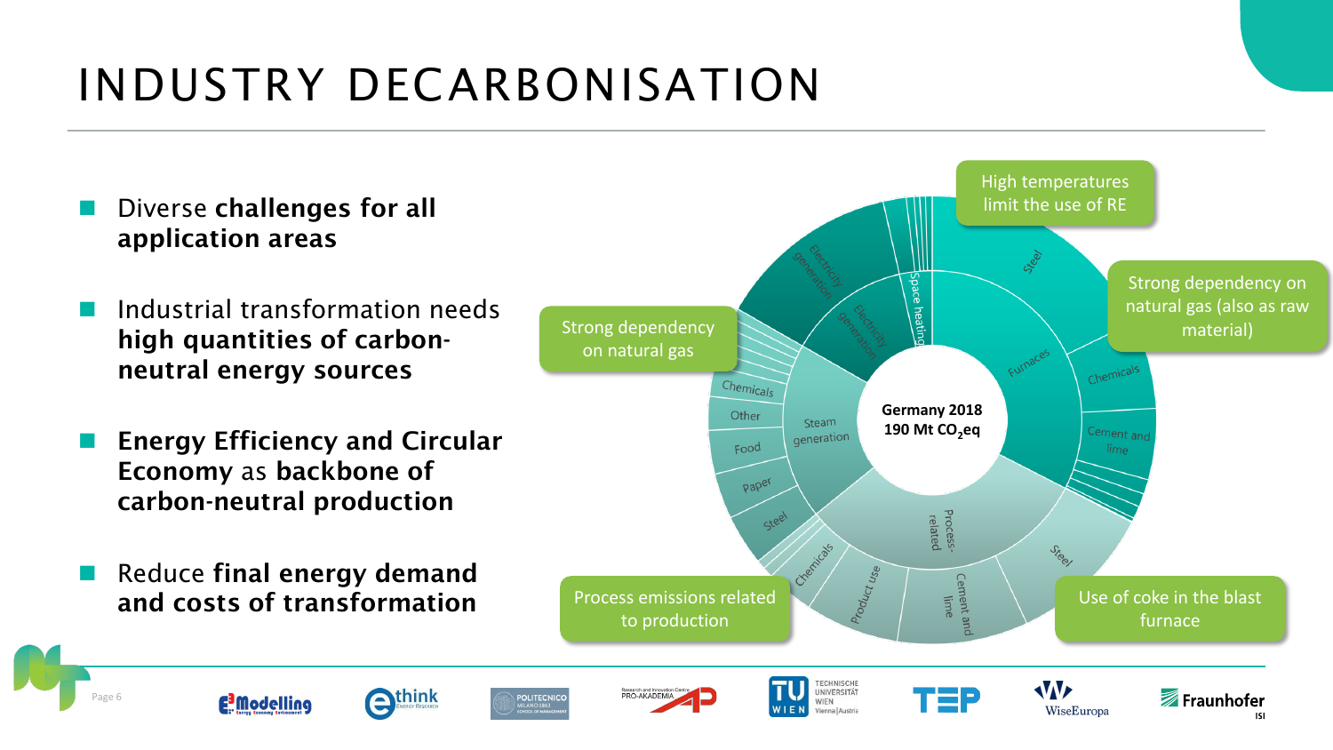# INDUSTRY DECARBONISATION

- Diverse **challenges for all application areas**
- Industrial transformation needs **high quantities of carbon-neutral energy sources**
- **Energy Efficiency and Circular Economy** as **backbone of carbon-neutral production**
- Reduce **final energy demand and costs of transformation**

Germany 2018
190 Mt $CO_2$eq

High temperatures limit the use of RE

Strong dependency on natural gas (also as raw material)

Strong dependency on natural gas

Process emissions related to production

Use of coke in the blast furnace

Steel, Furnaces, Chemicals, Cement and lime, Electricity generation, Space heating, Steam generation, Chemicals, Other, Food, Paper, Steel, Process-related, Steel, Cement and lime, Product use, Chemicals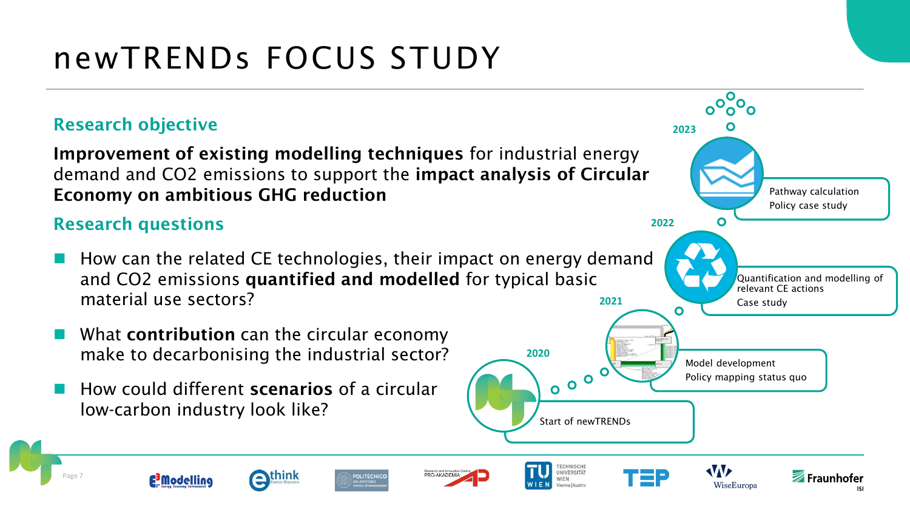# newTRENDs FOCUS STUDY

## Research objective

**Improvement of existing modelling techniques** for industrial energy demand and CO2 emissions to support the **impact analysis of Circular Economy on ambitious GHG reduction**

## Research questions

- How can the related CE technologies, their impact on energy demand and CO2 emissions **quantified and modelled** for typical basic material use sectors?
- What **contribution** can the circular economy make to decarbonising the industrial sector?
- How could different **scenarios** of a circular low-carbon industry look like?

**2020**
Start of newTRENDs

**2021**
Model development
Policy mapping status quo

**2022**
Quantification and modelling of relevant CE actions
Case study

**2023**
Pathway calculation
Policy case study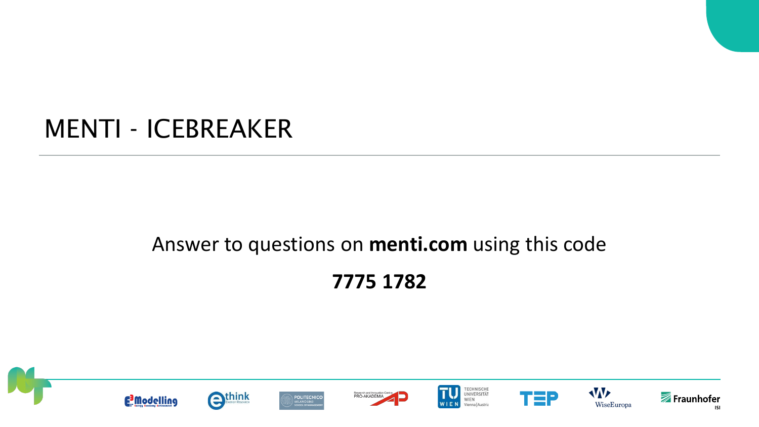# MENTI - ICEBREAKER

Answer to questions on **menti.com** using this code

**7775 1782**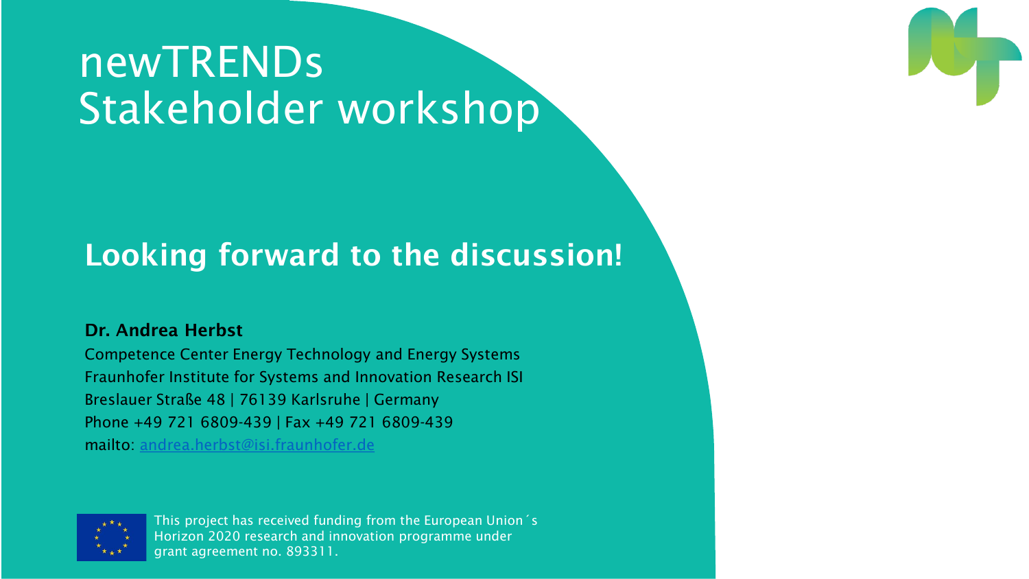# newTRENDs Stakeholder workshop

## Looking forward to the discussion!

**Dr. Andrea Herbst**

Competence Center Energy Technology and Energy Systems
Fraunhofer Institute for Systems and Innovation Research ISI
Breslauer Straße 48 | 76139 Karlsruhe | Germany
Phone +49 721 6809-439 | Fax +49 721 6809-439
mailto: andrea.herbst@isi.fraunhofer.de

This project has received funding from the European Union´s Horizon 2020 research and innovation programme under grant agreement no. 893311.